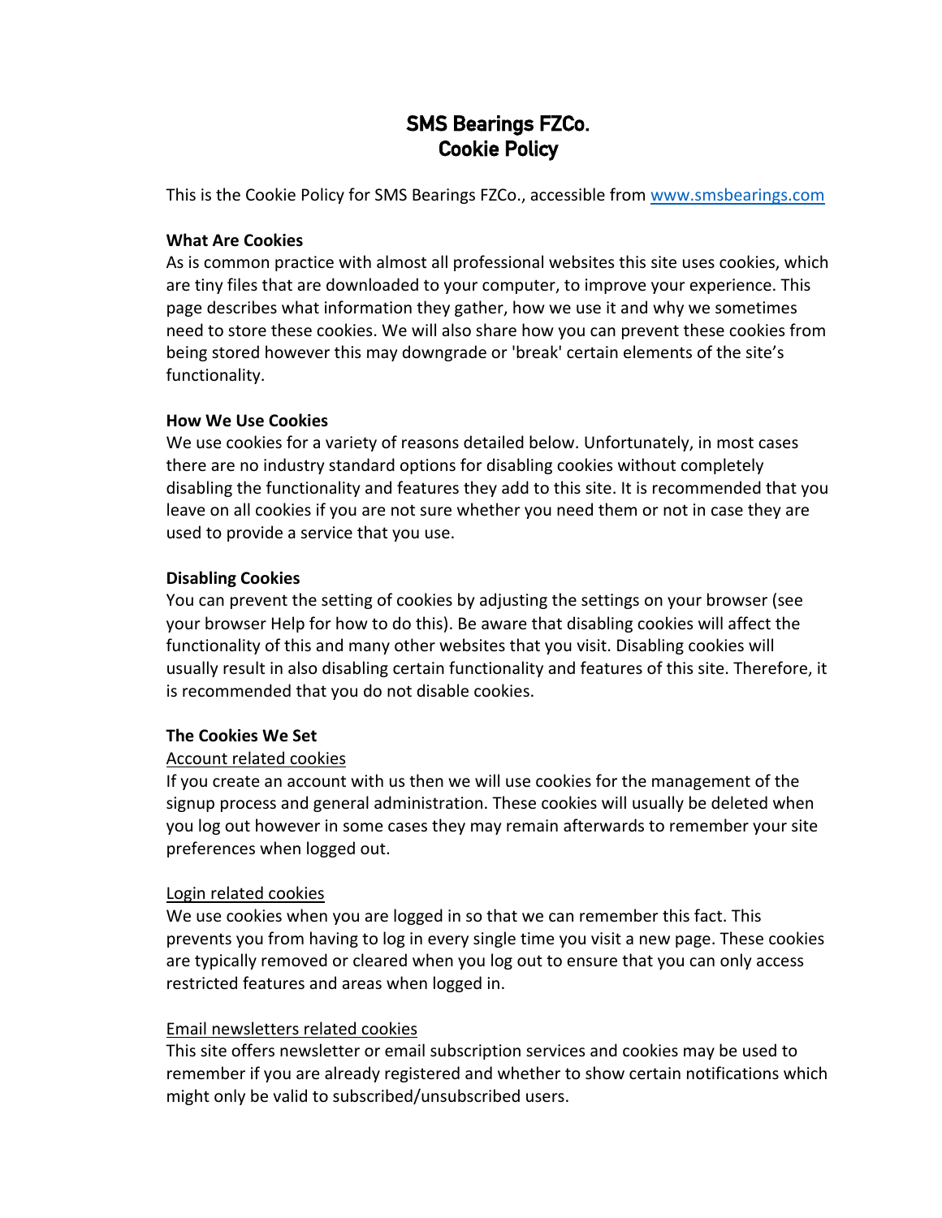# SMS Bearings FZCo.
# Cookie Policy

This is the Cookie Policy for SMS Bearings FZCo., accessible from [www.smsbearings.com](http://www.smsbearings.com)

**What Are Cookies**

As is common practice with almost all professional websites this site uses cookies, which are tiny files that are downloaded to your computer, to improve your experience. This page describes what information they gather, how we use it and why we sometimes need to store these cookies. We will also share how you can prevent these cookies from being stored however this may downgrade or 'break' certain elements of the site's functionality.

**How We Use Cookies**

We use cookies for a variety of reasons detailed below. Unfortunately, in most cases there are no industry standard options for disabling cookies without completely disabling the functionality and features they add to this site. It is recommended that you leave on all cookies if you are not sure whether you need them or not in case they are used to provide a service that you use.

**Disabling Cookies**

You can prevent the setting of cookies by adjusting the settings on your browser (see your browser Help for how to do this). Be aware that disabling cookies will affect the functionality of this and many other websites that you visit. Disabling cookies will usually result in also disabling certain functionality and features of this site. Therefore, it is recommended that you do not disable cookies.

**The Cookies We Set**

<u>Account related cookies</u>

If you create an account with us then we will use cookies for the management of the signup process and general administration. These cookies will usually be deleted when you log out however in some cases they may remain afterwards to remember your site preferences when logged out.

<u>Login related cookies</u>

We use cookies when you are logged in so that we can remember this fact. This prevents you from having to log in every single time you visit a new page. These cookies are typically removed or cleared when you log out to ensure that you can only access restricted features and areas when logged in.

<u>Email newsletters related cookies</u>

This site offers newsletter or email subscription services and cookies may be used to remember if you are already registered and whether to show certain notifications which might only be valid to subscribed/unsubscribed users.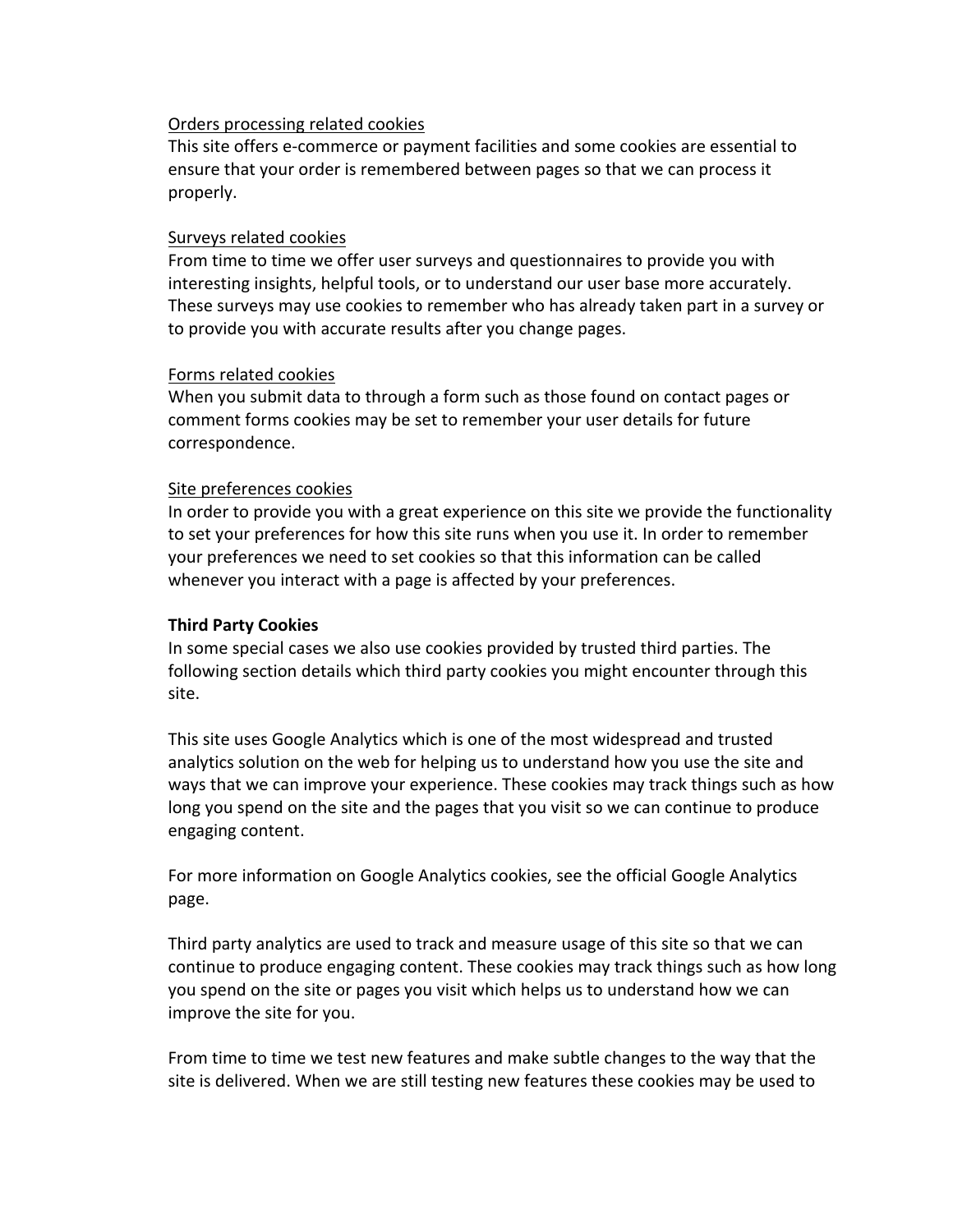Orders processing related cookies

This site offers e-commerce or payment facilities and some cookies are essential to ensure that your order is remembered between pages so that we can process it properly.

Surveys related cookies

From time to time we offer user surveys and questionnaires to provide you with interesting insights, helpful tools, or to understand our user base more accurately. These surveys may use cookies to remember who has already taken part in a survey or to provide you with accurate results after you change pages.

Forms related cookies

When you submit data to through a form such as those found on contact pages or comment forms cookies may be set to remember your user details for future correspondence.

Site preferences cookies

In order to provide you with a great experience on this site we provide the functionality to set your preferences for how this site runs when you use it. In order to remember your preferences we need to set cookies so that this information can be called whenever you interact with a page is affected by your preferences.

**Third Party Cookies**

In some special cases we also use cookies provided by trusted third parties. The following section details which third party cookies you might encounter through this site.

This site uses Google Analytics which is one of the most widespread and trusted analytics solution on the web for helping us to understand how you use the site and ways that we can improve your experience. These cookies may track things such as how long you spend on the site and the pages that you visit so we can continue to produce engaging content.

For more information on Google Analytics cookies, see the official Google Analytics page.

Third party analytics are used to track and measure usage of this site so that we can continue to produce engaging content. These cookies may track things such as how long you spend on the site or pages you visit which helps us to understand how we can improve the site for you.

From time to time we test new features and make subtle changes to the way that the site is delivered. When we are still testing new features these cookies may be used to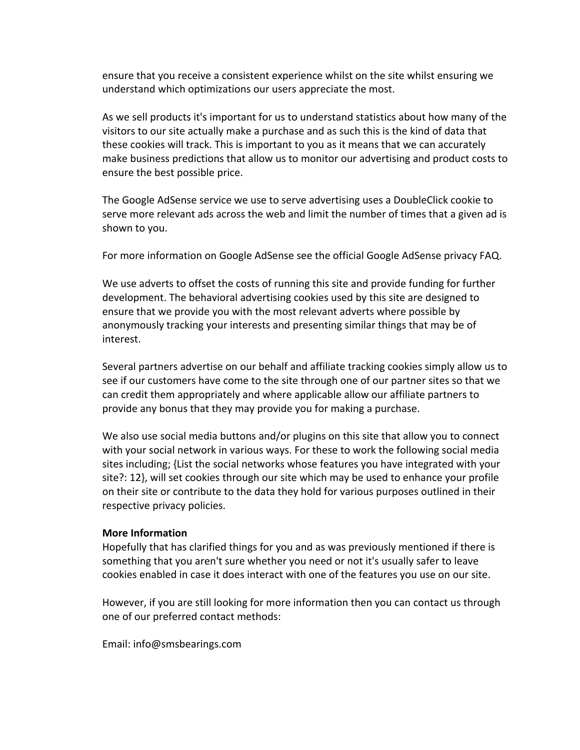ensure that you receive a consistent experience whilst on the site whilst ensuring we understand which optimizations our users appreciate the most.

As we sell products it's important for us to understand statistics about how many of the visitors to our site actually make a purchase and as such this is the kind of data that these cookies will track. This is important to you as it means that we can accurately make business predictions that allow us to monitor our advertising and product costs to ensure the best possible price.

The Google AdSense service we use to serve advertising uses a DoubleClick cookie to serve more relevant ads across the web and limit the number of times that a given ad is shown to you.

For more information on Google AdSense see the official Google AdSense privacy FAQ.

We use adverts to offset the costs of running this site and provide funding for further development. The behavioral advertising cookies used by this site are designed to ensure that we provide you with the most relevant adverts where possible by anonymously tracking your interests and presenting similar things that may be of interest.

Several partners advertise on our behalf and affiliate tracking cookies simply allow us to see if our customers have come to the site through one of our partner sites so that we can credit them appropriately and where applicable allow our affiliate partners to provide any bonus that they may provide you for making a purchase.

We also use social media buttons and/or plugins on this site that allow you to connect with your social network in various ways. For these to work the following social media sites including; {List the social networks whose features you have integrated with your site?: 12}, will set cookies through our site which may be used to enhance your profile on their site or contribute to the data they hold for various purposes outlined in their respective privacy policies.

**More Information**
Hopefully that has clarified things for you and as was previously mentioned if there is something that you aren't sure whether you need or not it's usually safer to leave cookies enabled in case it does interact with one of the features you use on our site.

However, if you are still looking for more information then you can contact us through one of our preferred contact methods:

Email: info@smsbearings.com